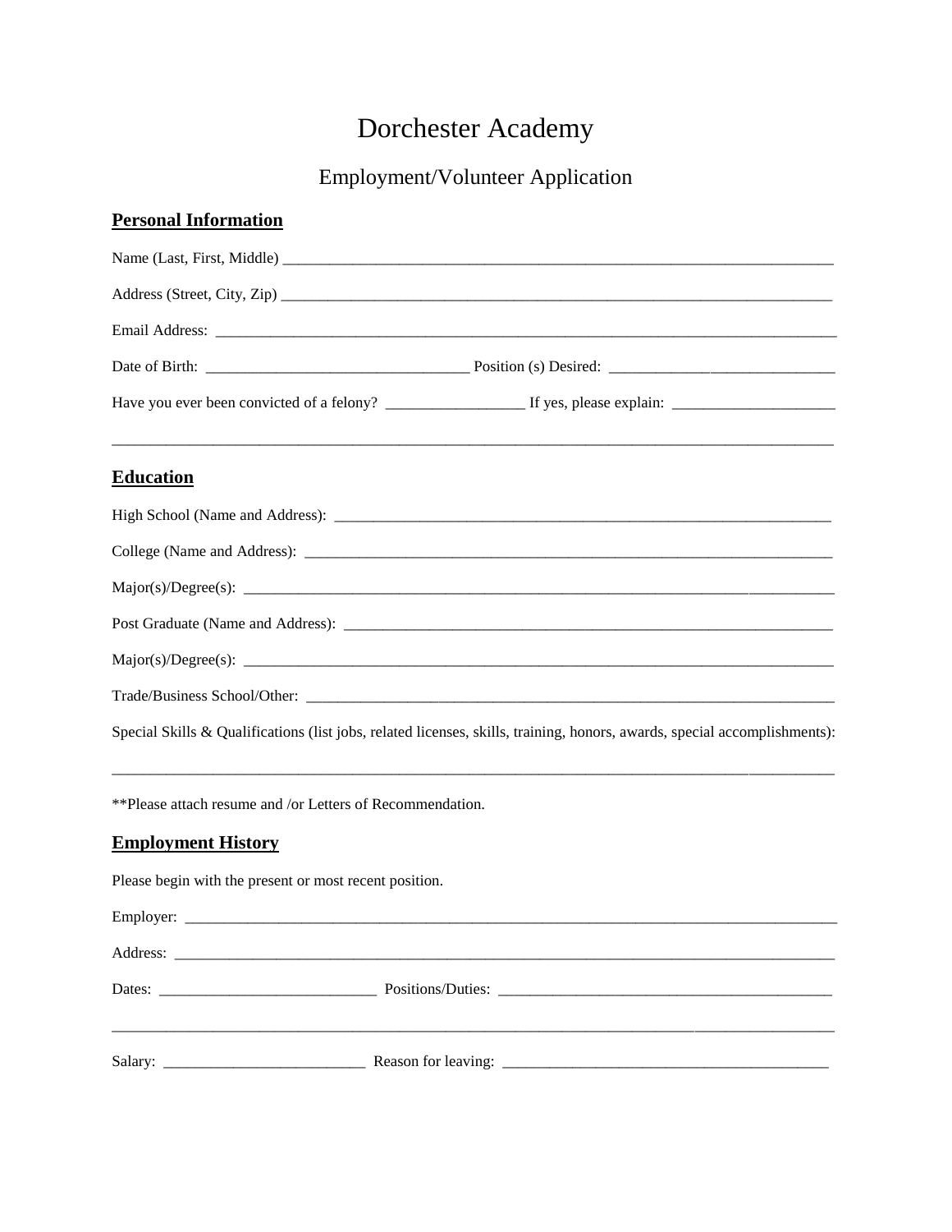# Dorchester Academy

## Employment/Volunteer Application

### Personal Information

Name (Last, First, Middle) ___________________________________________________________________________

Address (Street, City, Zip) ___________________________________________________________________________

Email Address: ___________________________________________________________________________

Date of Birth: _________________________________ Position (s) Desired: _____________________________

Have you ever been convicted of a felony? _________________ If yes, please explain: ____________________

___________________________________________________________________________________________

### Education

High School (Name and Address): __________________________________________________________________

College (Name and Address): ______________________________________________________________________

Major(s)/Degree(s): _______________________________________________________________________________

Post Graduate (Name and Address): _________________________________________________________________

Major(s)/Degree(s): _______________________________________________________________________________

Trade/Business School/Other: ______________________________________________________________________

Special Skills & Qualifications (list jobs, related licenses, skills, training, honors, awards, special accomplishments):

___________________________________________________________________________________________

**Please attach resume and /or Letters of Recommendation.

### Employment History

Please begin with the present or most recent position.

Employer: ________________________________________________________________________________________

Address: _________________________________________________________________________________________

Dates: ___________________________ Positions/Duties: ___________________________________________

___________________________________________________________________________________________

Salary: __________________________ Reason for leaving: _________________________________________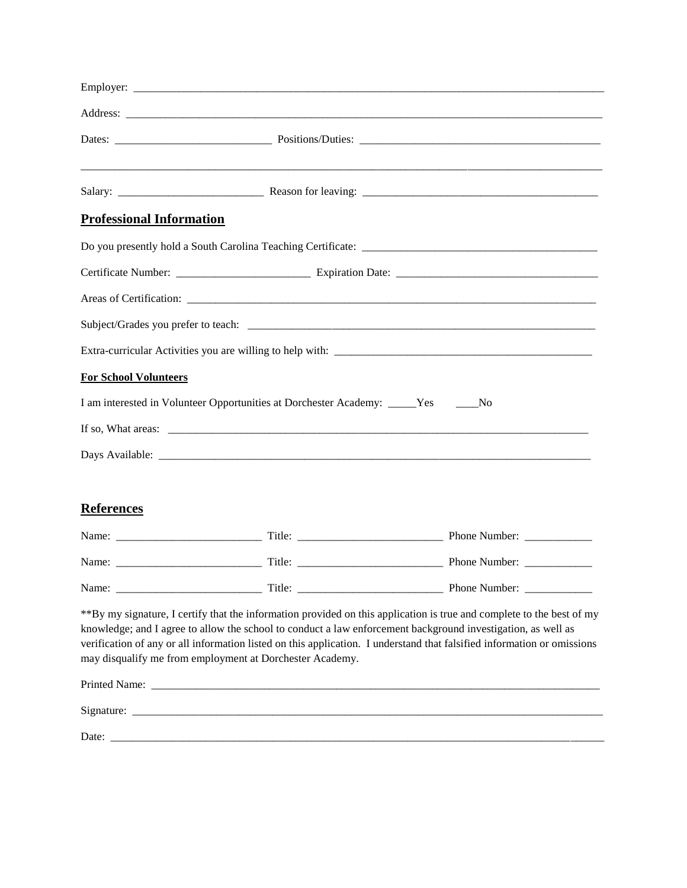Employer: ______________________________________________________________________________

Address: _______________________________________________________________________________

Dates: ___________________________ Positions/Duties: ___________________________________________

_____________________________________________________________________________________________

Salary: _________________________ Reason for leaving: _________________________________________

## Professional Information

Do you presently hold a South Carolina Teaching Certificate: _________________________________________

Certificate Number: _______________________ Expiration Date: ___________________________________

Areas of Certification: _______________________________________________________________________

Subject/Grades you prefer to teach: ________________________________________________________________

Extra-curricular Activities you are willing to help with: ____________________________________________

### For School Volunteers

I am interested in Volunteer Opportunities at Dorchester Academy: _____Yes ____No

If so, What areas: ___________________________________________________________________________

Days Available: _____________________________________________________________________________

## References

Name: _________________________ Title: _________________________ Phone Number: ____________

Name: _________________________ Title: _________________________ Phone Number: ____________

Name: _________________________ Title: _________________________ Phone Number: ____________

**By my signature, I certify that the information provided on this application is true and complete to the best of my knowledge; and I agree to allow the school to conduct a law enforcement background investigation, as well as verification of any or all information listed on this application. I understand that falsified information or omissions may disqualify me from employment at Dorchester Academy.

Printed Name: ________________________________________________________________________________

Signature: ___________________________________________________________________________________

Date: _______________________________________________________________________________________